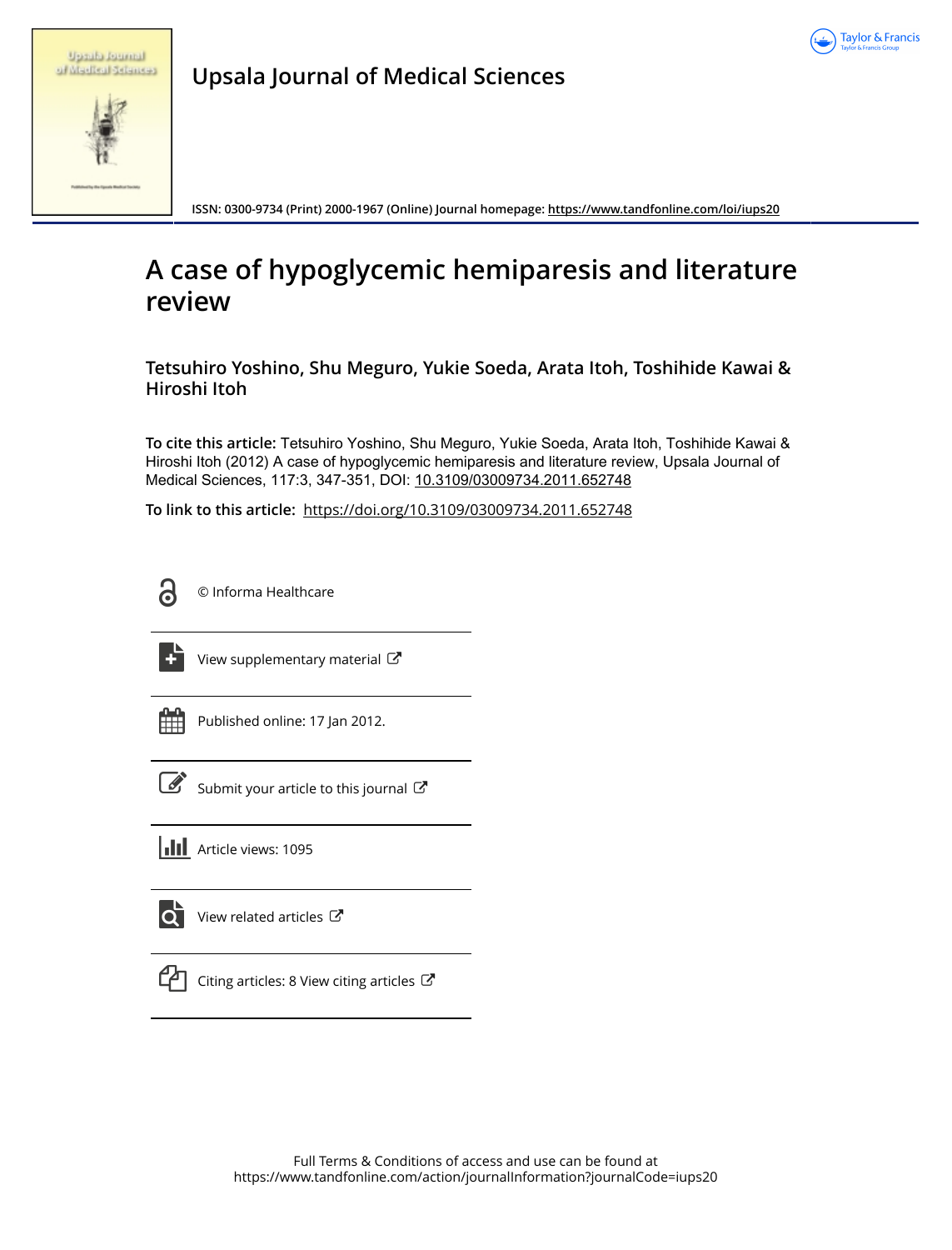# Upsala Journal of Medical Sciences

ISSN: 0300-9734 (Print) 2000-1967 (Online) Journal homepage: https://www.tandfonline.com/loi/iups20

# A case of hypoglycemic hemiparesis and literature review

**Tetsuhiro Yoshino, Shu Meguro, Yukie Soeda, Arata Itoh, Toshihide Kawai & Hiroshi Itoh**

**To cite this article:** Tetsuhiro Yoshino, Shu Meguro, Yukie Soeda, Arata Itoh, Toshihide Kawai & Hiroshi Itoh (2012) A case of hypoglycemic hemiparesis and literature review, Upsala Journal of Medical Sciences, 117:3, 347-351, DOI: 10.3109/03009734.2011.652748

**To link to this article:** https://doi.org/10.3109/03009734.2011.652748

© Informa Healthcare

View supplementary material

Published online: 17 Jan 2012.

Submit your article to this journal

Article views: 1095

View related articles

Citing articles: 8 View citing articles

Full Terms & Conditions of access and use can be found at
https://www.tandfonline.com/action/journalInformation?journalCode=iups20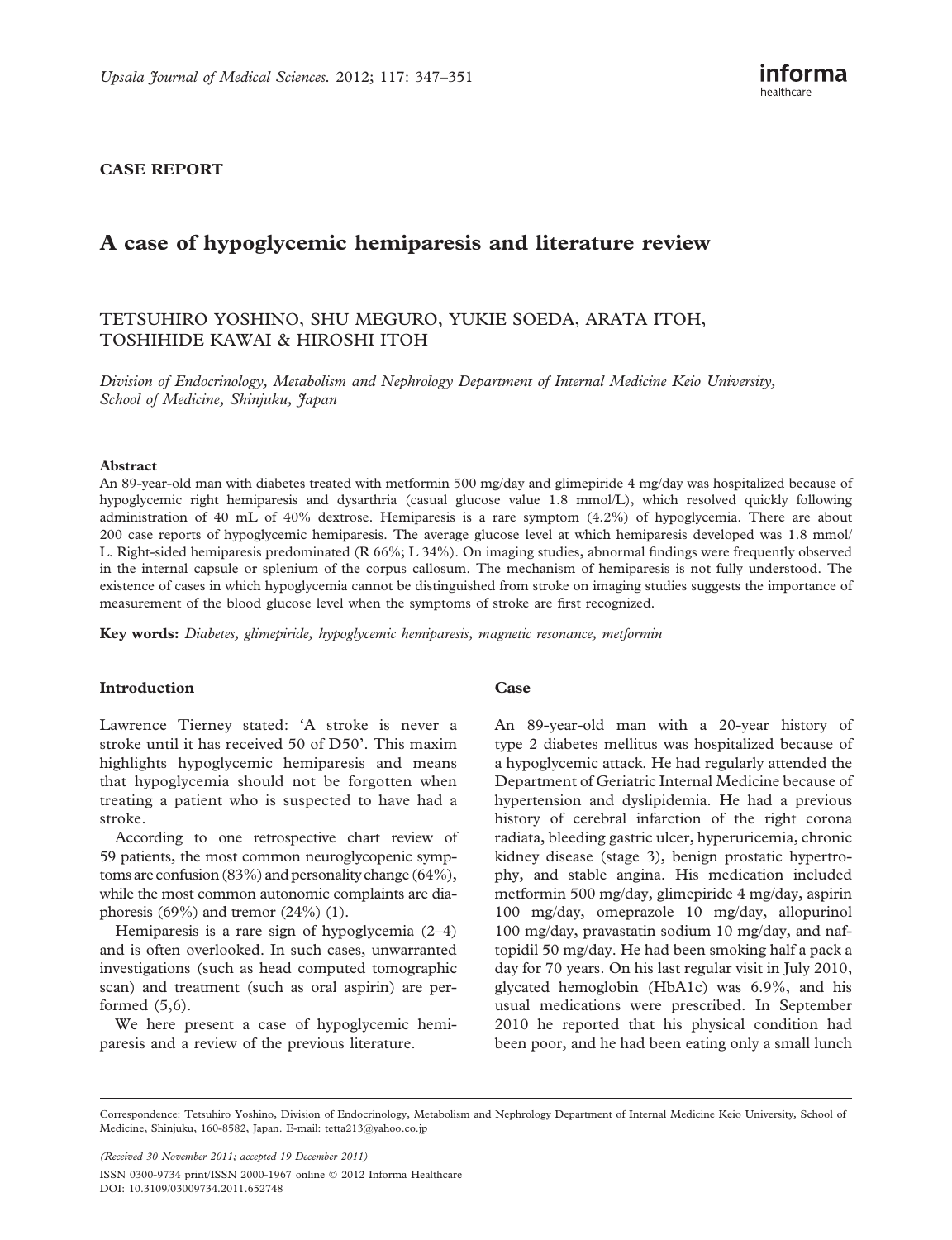## CASE REPORT

# A case of hypoglycemic hemiparesis and literature review

TETSUHIRO YOSHINO, SHU MEGURO, YUKIE SOEDA, ARATA ITOH, TOSHIHIDE KAWAI & HIROSHI ITOH

*Division of Endocrinology, Metabolism and Nephrology Department of Internal Medicine Keio University, School of Medicine, Shinjuku, Japan*

### Abstract

An 89-year-old man with diabetes treated with metformin 500 mg/day and glimepiride 4 mg/day was hospitalized because of hypoglycemic right hemiparesis and dysarthria (casual glucose value 1.8 mmol/L), which resolved quickly following administration of 40 mL of 40% dextrose. Hemiparesis is a rare symptom (4.2%) of hypoglycemia. There are about 200 case reports of hypoglycemic hemiparesis. The average glucose level at which hemiparesis developed was 1.8 mmol/L. Right-sided hemiparesis predominated (R 66%; L 34%). On imaging studies, abnormal findings were frequently observed in the internal capsule or splenium of the corpus callosum. The mechanism of hemiparesis is not fully understood. The existence of cases in which hypoglycemia cannot be distinguished from stroke on imaging studies suggests the importance of measurement of the blood glucose level when the symptoms of stroke are first recognized.

**Key words:** *Diabetes, glimepiride, hypoglycemic hemiparesis, magnetic resonance, metformin*

## Introduction

Lawrence Tierney stated: 'A stroke is never a stroke until it has received 50 of D50'. This maxim highlights hypoglycemic hemiparesis and means that hypoglycemia should not be forgotten when treating a patient who is suspected to have had a stroke.

According to one retrospective chart review of 59 patients, the most common neuroglycopenic symptoms are confusion (83%) and personality change (64%), while the most common autonomic complaints are diaphoresis (69%) and tremor (24%) (1).

Hemiparesis is a rare sign of hypoglycemia (2–4) and is often overlooked. In such cases, unwarranted investigations (such as head computed tomographic scan) and treatment (such as oral aspirin) are performed (5,6).

We here present a case of hypoglycemic hemiparesis and a review of the previous literature.

## Case

An 89-year-old man with a 20-year history of type 2 diabetes mellitus was hospitalized because of a hypoglycemic attack. He had regularly attended the Department of Geriatric Internal Medicine because of hypertension and dyslipidemia. He had a previous history of cerebral infarction of the right corona radiata, bleeding gastric ulcer, hyperuricemia, chronic kidney disease (stage 3), benign prostatic hypertrophy, and stable angina. His medication included metformin 500 mg/day, glimepiride 4 mg/day, aspirin 100 mg/day, omeprazole 10 mg/day, allopurinol 100 mg/day, pravastatin sodium 10 mg/day, and naftopidil 50 mg/day. He had been smoking half a pack a day for 70 years. On his last regular visit in July 2010, glycated hemoglobin (HbA1c) was 6.9%, and his usual medications were prescribed. In September 2010 he reported that his physical condition had been poor, and he had been eating only a small lunch

Correspondence: Tetsuhiro Yoshino, Division of Endocrinology, Metabolism and Nephrology Department of Internal Medicine Keio University, School of Medicine, Shinjuku, 160-8582, Japan. E-mail: tetta213@yahoo.co.jp

*(Received 30 November 2011; accepted 19 December 2011)*

ISSN 0300-9734 print/ISSN 2000-1967 online © 2012 Informa Healthcare
DOI: 10.3109/03009734.2011.652748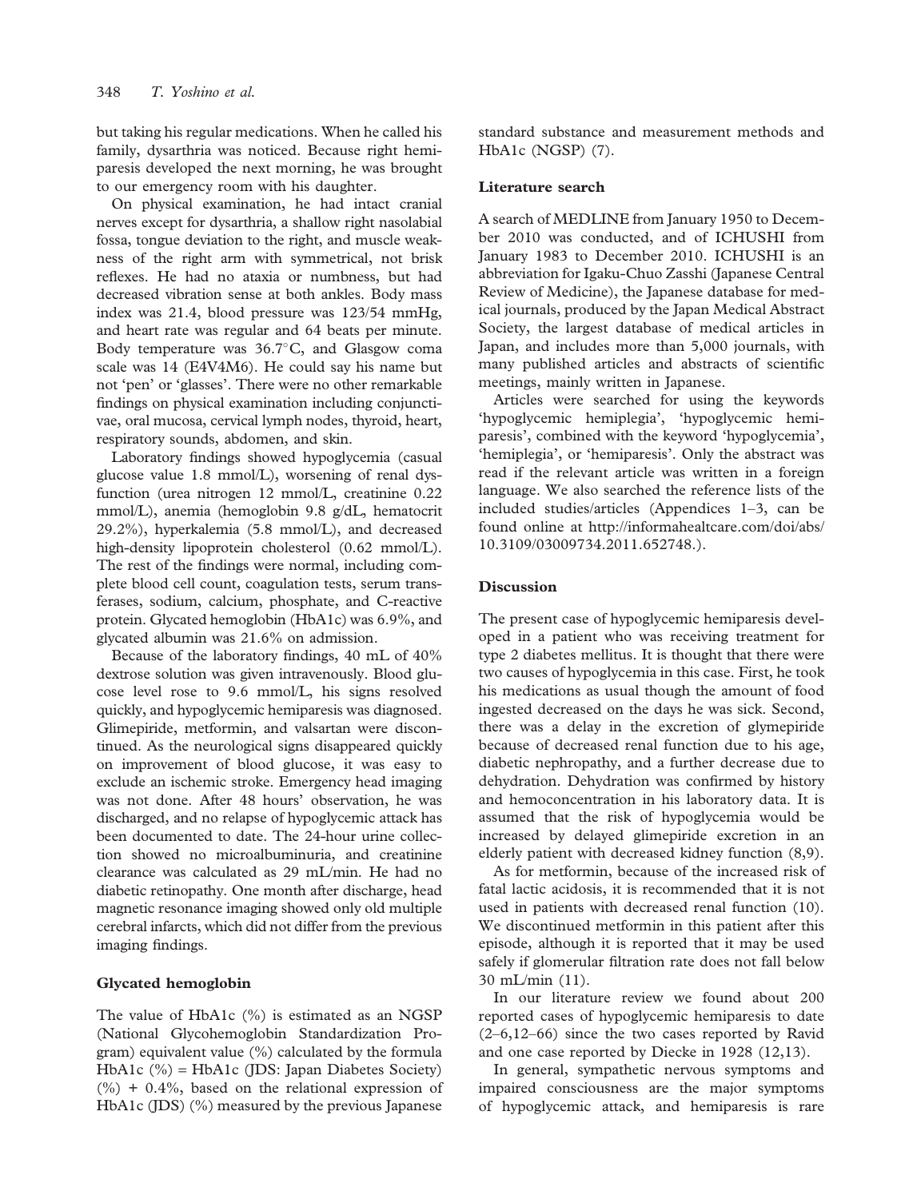but taking his regular medications. When he called his family, dysarthria was noticed. Because right hemiparesis developed the next morning, he was brought to our emergency room with his daughter.

On physical examination, he had intact cranial nerves except for dysarthria, a shallow right nasolabial fossa, tongue deviation to the right, and muscle weakness of the right arm with symmetrical, not brisk reflexes. He had no ataxia or numbness, but had decreased vibration sense at both ankles. Body mass index was 21.4, blood pressure was 123/54 mmHg, and heart rate was regular and 64 beats per minute. Body temperature was 36.7°C, and Glasgow coma scale was 14 (E4V4M6). He could say his name but not 'pen' or 'glasses'. There were no other remarkable findings on physical examination including conjunctivae, oral mucosa, cervical lymph nodes, thyroid, heart, respiratory sounds, abdomen, and skin.

Laboratory findings showed hypoglycemia (casual glucose value 1.8 mmol/L), worsening of renal dysfunction (urea nitrogen 12 mmol/L, creatinine 0.22 mmol/L), anemia (hemoglobin 9.8 g/dL, hematocrit 29.2%), hyperkalemia (5.8 mmol/L), and decreased high-density lipoprotein cholesterol (0.62 mmol/L). The rest of the findings were normal, including complete blood cell count, coagulation tests, serum transferases, sodium, calcium, phosphate, and C-reactive protein. Glycated hemoglobin (HbA1c) was 6.9%, and glycated albumin was 21.6% on admission.

Because of the laboratory findings, 40 mL of 40% dextrose solution was given intravenously. Blood glucose level rose to 9.6 mmol/L, his signs resolved quickly, and hypoglycemic hemiparesis was diagnosed. Glimepiride, metformin, and valsartan were discontinued. As the neurological signs disappeared quickly on improvement of blood glucose, it was easy to exclude an ischemic stroke. Emergency head imaging was not done. After 48 hours' observation, he was discharged, and no relapse of hypoglycemic attack has been documented to date. The 24-hour urine collection showed no microalbuminuria, and creatinine clearance was calculated as 29 mL/min. He had no diabetic retinopathy. One month after discharge, head magnetic resonance imaging showed only old multiple cerebral infarcts, which did not differ from the previous imaging findings.

### Glycated hemoglobin

The value of HbA1c (%) is estimated as an NGSP (National Glycohemoglobin Standardization Program) equivalent value (%) calculated by the formula HbA1c (%) = HbA1c (JDS: Japan Diabetes Society) (%) + 0.4%, based on the relational expression of HbA1c (JDS) (%) measured by the previous Japanese standard substance and measurement methods and HbA1c (NGSP) (7).

### Literature search

A search of MEDLINE from January 1950 to December 2010 was conducted, and of ICHUSHI from January 1983 to December 2010. ICHUSHI is an abbreviation for Igaku-Chuo Zasshi (Japanese Central Review of Medicine), the Japanese database for medical journals, produced by the Japan Medical Abstract Society, the largest database of medical articles in Japan, and includes more than 5,000 journals, with many published articles and abstracts of scientific meetings, mainly written in Japanese.

Articles were searched for using the keywords 'hypoglycemic hemiplegia', 'hypoglycemic hemiparesis', combined with the keyword 'hypoglycemia', 'hemiplegia', or 'hemiparesis'. Only the abstract was read if the relevant article was written in a foreign language. We also searched the reference lists of the included studies/articles (Appendices 1–3, can be found online at http://informahealtcare.com/doi/abs/10.3109/03009734.2011.652748.).

### Discussion

The present case of hypoglycemic hemiparesis developed in a patient who was receiving treatment for type 2 diabetes mellitus. It is thought that there were two causes of hypoglycemia in this case. First, he took his medications as usual though the amount of food ingested decreased on the days he was sick. Second, there was a delay in the excretion of glymepiride because of decreased renal function due to his age, diabetic nephropathy, and a further decrease due to dehydration. Dehydration was confirmed by history and hemoconcentration in his laboratory data. It is assumed that the risk of hypoglycemia would be increased by delayed glimepiride excretion in an elderly patient with decreased kidney function (8,9).

As for metformin, because of the increased risk of fatal lactic acidosis, it is recommended that it is not used in patients with decreased renal function (10). We discontinued metformin in this patient after this episode, although it is reported that it may be used safely if glomerular filtration rate does not fall below 30 mL/min (11).

In our literature review we found about 200 reported cases of hypoglycemic hemiparesis to date (2–6,12–66) since the two cases reported by Ravid and one case reported by Diecke in 1928 (12,13).

In general, sympathetic nervous symptoms and impaired consciousness are the major symptoms of hypoglycemic attack, and hemiparesis is rare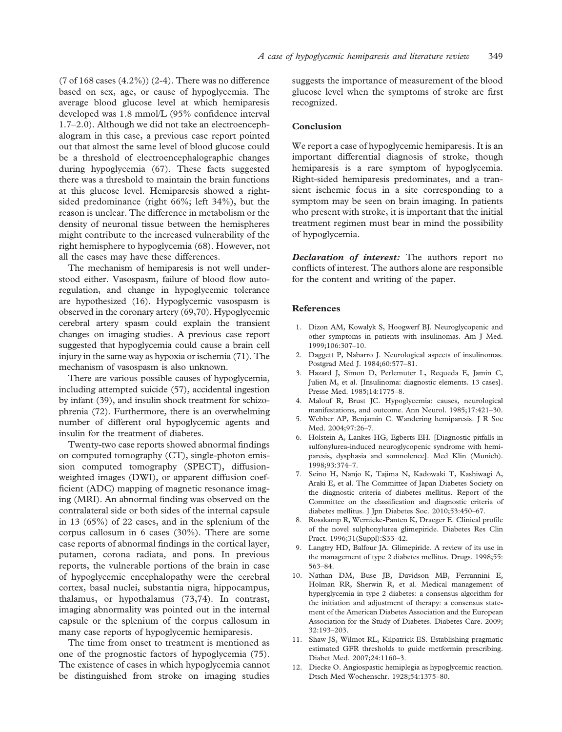(7 of 168 cases (4.2%)) (2-4). There was no difference based on sex, age, or cause of hypoglycemia. The average blood glucose level at which hemiparesis developed was 1.8 mmol/L (95% confidence interval 1.7–2.0). Although we did not take an electroencephalogram in this case, a previous case report pointed out that almost the same level of blood glucose could be a threshold of electroencephalographic changes during hypoglycemia (67). These facts suggested there was a threshold to maintain the brain functions at this glucose level. Hemiparesis showed a right-sided predominance (right 66%; left 34%), but the reason is unclear. The difference in metabolism or the density of neuronal tissue between the hemispheres might contribute to the increased vulnerability of the right hemisphere to hypoglycemia (68). However, not all the cases may have these differences.

The mechanism of hemiparesis is not well understood either. Vasospasm, failure of blood flow autoregulation, and change in hypoglycemic tolerance are hypothesized (16). Hypoglycemic vasospasm is observed in the coronary artery (69,70). Hypoglycemic cerebral artery spasm could explain the transient changes on imaging studies. A previous case report suggested that hypoglycemia could cause a brain cell injury in the same way as hypoxia or ischemia (71). The mechanism of vasospasm is also unknown.

There are various possible causes of hypoglycemia, including attempted suicide (57), accidental ingestion by infant (39), and insulin shock treatment for schizophrenia (72). Furthermore, there is an overwhelming number of different oral hypoglycemic agents and insulin for the treatment of diabetes.

Twenty-two case reports showed abnormal findings on computed tomography (CT), single-photon emission computed tomography (SPECT), diffusion-weighted images (DWI), or apparent diffusion coefficient (ADC) mapping of magnetic resonance imaging (MRI). An abnormal finding was observed on the contralateral side or both sides of the internal capsule in 13 (65%) of 22 cases, and in the splenium of the corpus callosum in 6 cases (30%). There are some case reports of abnormal findings in the cortical layer, putamen, corona radiata, and pons. In previous reports, the vulnerable portions of the brain in case of hypoglycemic encephalopathy were the cerebral cortex, basal nuclei, substantia nigra, hippocampus, thalamus, or hypothalamus (73,74). In contrast, imaging abnormality was pointed out in the internal capsule or the splenium of the corpus callosum in many case reports of hypoglycemic hemiparesis.

The time from onset to treatment is mentioned as one of the prognostic factors of hypoglycemia (75). The existence of cases in which hypoglycemia cannot be distinguished from stroke on imaging studies suggests the importance of measurement of the blood glucose level when the symptoms of stroke are first recognized.

## Conclusion

We report a case of hypoglycemic hemiparesis. It is an important differential diagnosis of stroke, though hemiparesis is a rare symptom of hypoglycemia. Right-sided hemiparesis predominates, and a transient ischemic focus in a site corresponding to a symptom may be seen on brain imaging. In patients who present with stroke, it is important that the initial treatment regimen must bear in mind the possibility of hypoglycemia.

***Declaration of interest:*** The authors report no conflicts of interest. The authors alone are responsible for the content and writing of the paper.

## References

1. Dizon AM, Kowalyk S, Hoogwerf BJ. Neuroglycopenic and other symptoms in patients with insulinomas. Am J Med. 1999;106:307–10.
2. Daggett P, Nabarro J. Neurological aspects of insulinomas. Postgrad Med J. 1984;60:577–81.
3. Hazard J, Simon D, Perlemuter L, Requeda E, Jamin C, Julien M, et al. [Insulinoma: diagnostic elements. 13 cases]. Presse Med. 1985;14:1775–8.
4. Malouf R, Brust JC. Hypoglycemia: causes, neurological manifestations, and outcome. Ann Neurol. 1985;17:421–30.
5. Webber AP, Benjamin C. Wandering hemiparesis. J R Soc Med. 2004;97:26–7.
6. Holstein A, Lankes HG, Egberts EH. [Diagnostic pitfalls in sulfonylurea-induced neuroglycopenic syndrome with hemiparesis, dysphasia and somnolence]. Med Klin (Munich). 1998;93:374–7.
7. Seino H, Nanjo K, Tajima N, Kadowaki T, Kashiwagi A, Araki E, et al. The Committee of Japan Diabetes Society on the diagnostic criteria of diabetes mellitus. Report of the Committee on the classification and diagnostic criteria of diabetes mellitus. J Jpn Diabetes Soc. 2010;53:450–67.
8. Rosskamp R, Wernicke-Panten K, Draeger E. Clinical profile of the novel sulphonylurea glimepiride. Diabetes Res Clin Pract. 1996;31(Suppl):S33–42.
9. Langtry HD, Balfour JA. Glimepiride. A review of its use in the management of type 2 diabetes mellitus. Drugs. 1998;55: 563–84.
10. Nathan DM, Buse JB, Davidson MB, Ferrannini E, Holman RR, Sherwin R, et al. Medical management of hyperglycemia in type 2 diabetes: a consensus algorithm for the initiation and adjustment of therapy: a consensus statement of the American Diabetes Association and the European Association for the Study of Diabetes. Diabetes Care. 2009; 32:193–203.
11. Shaw JS, Wilmot RL, Kilpatrick ES. Establishing pragmatic estimated GFR thresholds to guide metformin prescribing. Diabet Med. 2007;24:1160–3.
12. Diecke O. Angiospastic hemiplegia as hypoglycemic reaction. Dtsch Med Wochenschr. 1928;54:1375–80.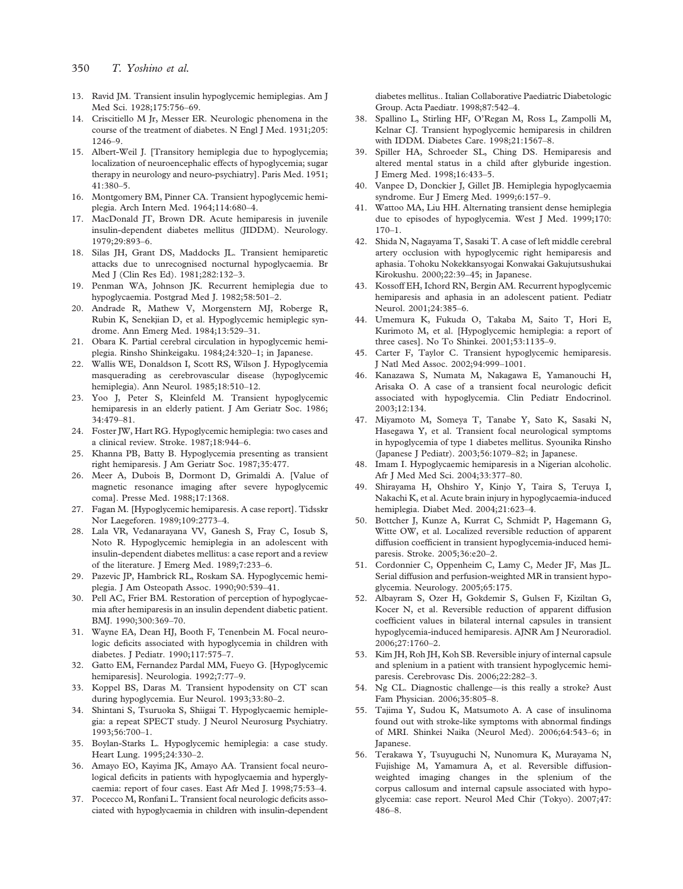13. Ravid JM. Transient insulin hypoglycemic hemiplegias. Am J Med Sci. 1928;175:756–69.
14. Criscitiello M Jr, Messer ER. Neurologic phenomena in the course of the treatment of diabetes. N Engl J Med. 1931;205: 1246–9.
15. Albert-Weil J. [Transitory hemiplegia due to hypoglycemia; localization of neuroencephalic effects of hypoglycemia; sugar therapy in neurology and neuro-psychiatry]. Paris Med. 1951; 41:380–5.
16. Montgomery BM, Pinner CA. Transient hypoglycemic hemiplegia. Arch Intern Med. 1964;114:680–4.
17. MacDonald JT, Brown DR. Acute hemiparesis in juvenile insulin-dependent diabetes mellitus (JIDDM). Neurology. 1979;29:893–6.
18. Silas JH, Grant DS, Maddocks JL. Transient hemiparetic attacks due to unrecognised nocturnal hypoglycaemia. Br Med J (Clin Res Ed). 1981;282:132–3.
19. Penman WA, Johnson JK. Recurrent hemiplegia due to hypoglycaemia. Postgrad Med J. 1982;58:501–2.
20. Andrade R, Mathew V, Morgenstern MJ, Roberge R, Rubin K, Senekjian D, et al. Hypoglycemic hemiplegic syndrome. Ann Emerg Med. 1984;13:529–31.
21. Obara K. Partial cerebral circulation in hypoglycemic hemiplegia. Rinsho Shinkeigaku. 1984;24:320–1; in Japanese.
22. Wallis WE, Donaldson I, Scott RS, Wilson J. Hypoglycemia masquerading as cerebrovascular disease (hypoglycemic hemiplegia). Ann Neurol. 1985;18:510–12.
23. Yoo J, Peter S, Kleinfeld M. Transient hypoglycemic hemiparesis in an elderly patient. J Am Geriatr Soc. 1986; 34:479–81.
24. Foster JW, Hart RG. Hypoglycemic hemiplegia: two cases and a clinical review. Stroke. 1987;18:944–6.
25. Khanna PB, Batty B. Hypoglycemia presenting as transient right hemiparesis. J Am Geriatr Soc. 1987;35:477.
26. Meer A, Dubois B, Dormont D, Grimaldi A. [Value of magnetic resonance imaging after severe hypoglycemic coma]. Presse Med. 1988;17:1368.
27. Fagan M. [Hypoglycemic hemiparesis. A case report]. Tidsskr Nor Laegeforen. 1989;109:2773–4.
28. Lala VR, Vedanarayana VV, Ganesh S, Fray C, Iosub S, Noto R. Hypoglycemic hemiplegia in an adolescent with insulin-dependent diabetes mellitus: a case report and a review of the literature. J Emerg Med. 1989;7:233–6.
29. Pazevic JP, Hambrick RL, Roskam SA. Hypoglycemic hemiplegia. J Am Osteopath Assoc. 1990;90:539–41.
30. Pell AC, Frier BM. Restoration of perception of hypoglycaemia after hemiparesis in an insulin dependent diabetic patient. BMJ. 1990;300:369–70.
31. Wayne EA, Dean HJ, Booth F, Tenenbein M. Focal neurologic deficits associated with hypoglycemia in children with diabetes. J Pediatr. 1990;117:575–7.
32. Gatto EM, Fernandez Pardal MM, Fueyo G. [Hypoglycemic hemiparesis]. Neurologia. 1992;7:77–9.
33. Koppel BS, Daras M. Transient hypodensity on CT scan during hypoglycemia. Eur Neurol. 1993;33:80–2.
34. Shintani S, Tsuruoka S, Shiigai T. Hypoglycaemic hemiplegia: a repeat SPECT study. J Neurol Neurosurg Psychiatry. 1993;56:700–1.
35. Boylan-Starks L. Hypoglycemic hemiplegia: a case study. Heart Lung. 1995;24:330–2.
36. Amayo EO, Kayima JK, Amayo AA. Transient focal neurological deficits in patients with hypoglycaemia and hyperglycaemia: report of four cases. East Afr Med J. 1998;75:53–4.
37. Pocecco M, Ronfani L. Transient focal neurologic deficits associated with hypoglycaemia in children with insulin-dependent diabetes mellitus.. Italian Collaborative Paediatric Diabetologic Group. Acta Paediatr. 1998;87:542–4.
38. Spallino L, Stirling HF, O'Regan M, Ross L, Zampolli M, Kelnar CJ. Transient hypoglycemic hemiparesis in children with IDDM. Diabetes Care. 1998;21:1567–8.
39. Spiller HA, Schroeder SL, Ching DS. Hemiparesis and altered mental status in a child after glyburide ingestion. J Emerg Med. 1998;16:433–5.
40. Vanpee D, Donckier J, Gillet JB. Hemiplegia hypoglycaemia syndrome. Eur J Emerg Med. 1999;6:157–9.
41. Wattoo MA, Liu HH. Alternating transient dense hemiplegia due to episodes of hypoglycemia. West J Med. 1999;170: 170–1.
42. Shida N, Nagayama T, Sasaki T. A case of left middle cerebral artery occlusion with hypoglycemic right hemiparesis and aphasia. Tohoku Nokekkansyogai Konwakai Gakujutsushukai Kirokushu. 2000;22:39–45; in Japanese.
43. Kossoff EH, Ichord RN, Bergin AM. Recurrent hypoglycemic hemiparesis and aphasia in an adolescent patient. Pediatr Neurol. 2001;24:385–6.
44. Umemura K, Fukuda O, Takaba M, Saito T, Hori E, Kurimoto M, et al. [Hypoglycemic hemiplegia: a report of three cases]. No To Shinkei. 2001;53:1135–9.
45. Carter F, Taylor C. Transient hypoglycemic hemiparesis. J Natl Med Assoc. 2002;94:999–1001.
46. Kanazawa S, Numata M, Nakagawa E, Yamanouchi H, Arisaka O. A case of a transient focal neurologic deficit associated with hypoglycemia. Clin Pediatr Endocrinol. 2003;12:134.
47. Miyamoto M, Someya T, Tanabe Y, Sato K, Sasaki N, Hasegawa Y, et al. Transient focal neurological symptoms in hypoglycemia of type 1 diabetes mellitus. Syounika Rinsho (Japanese J Pediatr). 2003;56:1079–82; in Japanese.
48. Imam I. Hypoglycaemic hemiparesis in a Nigerian alcoholic. Afr J Med Med Sci. 2004;33:377–80.
49. Shirayama H, Ohshiro Y, Kinjo Y, Taira S, Teruya I, Nakachi K, et al. Acute brain injury in hypoglycaemia-induced hemiplegia. Diabet Med. 2004;21:623–4.
50. Bottcher J, Kunze A, Kurrat C, Schmidt P, Hagemann G, Witte OW, et al. Localized reversible reduction of apparent diffusion coefficient in transient hypoglycemia-induced hemiparesis. Stroke. 2005;36:e20–2.
51. Cordonnier C, Oppenheim C, Lamy C, Meder JF, Mas JL. Serial diffusion and perfusion-weighted MR in transient hypoglycemia. Neurology. 2005;65:175.
52. Albayram S, Ozer H, Gokdemir S, Gulsen F, Kiziltan G, Kocer N, et al. Reversible reduction of apparent diffusion coefficient values in bilateral internal capsules in transient hypoglycemia-induced hemiparesis. AJNR Am J Neuroradiol. 2006;27:1760–2.
53. Kim JH, Roh JH, Koh SB. Reversible injury of internal capsule and splenium in a patient with transient hypoglycemic hemiparesis. Cerebrovasc Dis. 2006;22:282–3.
54. Ng CL. Diagnostic challenge—is this really a stroke? Aust Fam Physician. 2006;35:805–8.
55. Tajima Y, Sudou K, Matsumoto A. A case of insulinoma found out with stroke-like symptoms with abnormal findings of MRI. Shinkei Naika (Neurol Med). 2006;64:543–6; in Japanese.
56. Terakawa Y, Tsuyuguchi N, Nunomura K, Murayama N, Fujishige M, Yamamura A, et al. Reversible diffusion-weighted imaging changes in the splenium of the corpus callosum and internal capsule associated with hypoglycemia: case report. Neurol Med Chir (Tokyo). 2007;47: 486–8.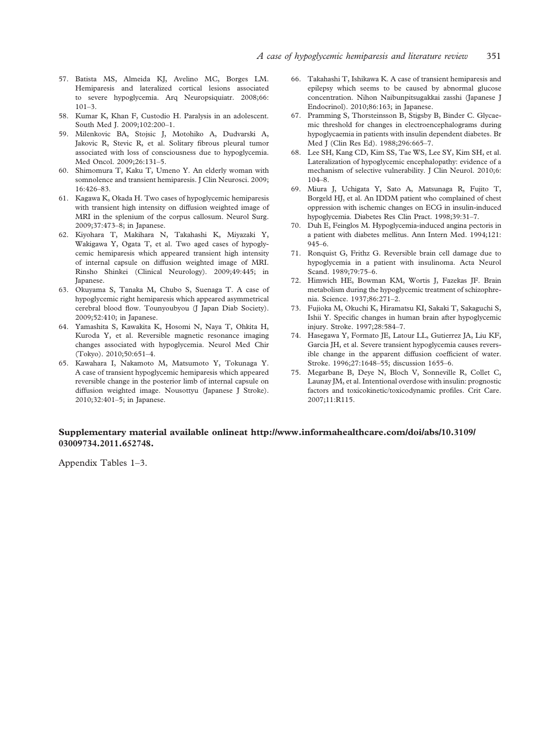57. Batista MS, Almeida KJ, Avelino MC, Borges LM. Hemiparesis and lateralized cortical lesions associated to severe hypoglycemia. Arq Neuropsiquiatr. 2008;66: 101–3.
58. Kumar K, Khan F, Custodio H. Paralysis in an adolescent. South Med J. 2009;102:200–1.
59. Milenkovic BA, Stojsic J, Motohiko A, Dudvarski A, Jakovic R, Stevic R, et al. Solitary fibrous pleural tumor associated with loss of consciousness due to hypoglycemia. Med Oncol. 2009;26:131–5.
60. Shimomura T, Kaku T, Umeno Y. An elderly woman with somnolence and transient hemiparesis. J Clin Neurosci. 2009; 16:426–83.
61. Kagawa K, Okada H. Two cases of hypoglycemic hemiparesis with transient high intensity on diffusion weighted image of MRI in the splenium of the corpus callosum. Neurol Surg. 2009;37:473–8; in Japanese.
62. Kiyohara T, Makihara N, Takahashi K, Miyazaki Y, Wakigawa Y, Ogata T, et al. Two aged cases of hypoglycemic hemiparesis which appeared transient high intensity of internal capsule on diffusion weighted image of MRI. Rinsho Shinkei (Clinical Neurology). 2009;49:445; in Japanese.
63. Okuyama S, Tanaka M, Chubo S, Suenaga T. A case of hypoglycemic right hemiparesis which appeared asymmetrical cerebral blood flow. Tounyoubyou (J Japan Diab Society). 2009;52:410; in Japanese.
64. Yamashita S, Kawakita K, Hosomi N, Naya T, Ohkita H, Kuroda Y, et al. Reversible magnetic resonance imaging changes associated with hypoglycemia. Neurol Med Chir (Tokyo). 2010;50:651–4.
65. Kawahara I, Nakamoto M, Matsumoto Y, Tokunaga Y. A case of transient hypoglycemic hemiparesis which appeared reversible change in the posterior limb of internal capsule on diffusion weighted image. Nousottyu (Japanese J Stroke). 2010;32:401–5; in Japanese.
66. Takahashi T, Ishikawa K. A case of transient hemiparesis and epilepsy which seems to be caused by abnormal glucose concentration. Nihon Naibunpitsugakkai zasshi (Japanese J Endocrinol). 2010;86:163; in Japanese.
67. Pramming S, Thorsteinsson B, Stigsby B, Binder C. Glycaemic threshold for changes in electroencephalograms during hypoglycaemia in patients with insulin dependent diabetes. Br Med J (Clin Res Ed). 1988;296:665–7.
68. Lee SH, Kang CD, Kim SS, Tae WS, Lee SY, Kim SH, et al. Lateralization of hypoglycemic encephalopathy: evidence of a mechanism of selective vulnerability. J Clin Neurol. 2010;6: 104–8.
69. Miura J, Uchigata Y, Sato A, Matsunaga R, Fujito T, Borgeld HJ, et al. An IDDM patient who complained of chest oppression with ischemic changes on ECG in insulin-induced hypoglycemia. Diabetes Res Clin Pract. 1998;39:31–7.
70. Duh E, Feinglos M. Hypoglycemia-induced angina pectoris in a patient with diabetes mellitus. Ann Intern Med. 1994;121: 945–6.
71. Ronquist G, Frithz G. Reversible brain cell damage due to hypoglycemia in a patient with insulinoma. Acta Neurol Scand. 1989;79:75–6.
72. Himwich HE, Bowman KM, Wortis J, Fazekas JF. Brain metabolism during the hypoglycemic treatment of schizophrenia. Science. 1937;86:271–2.
73. Fujioka M, Okuchi K, Hiramatsu KI, Sakaki T, Sakaguchi S, Ishii Y. Specific changes in human brain after hypoglycemic injury. Stroke. 1997;28:584–7.
74. Hasegawa Y, Formato JE, Latour LL, Gutierrez JA, Liu KF, Garcia JH, et al. Severe transient hypoglycemia causes reversible change in the apparent diffusion coefficient of water. Stroke. 1996;27:1648–55; discussion 1655–6.
75. Megarbane B, Deye N, Bloch V, Sonneville R, Collet C, Launay JM, et al. Intentional overdose with insulin: prognostic factors and toxicokinetic/toxicodynamic profiles. Crit Care. 2007;11:R115.

**Supplementary material available onlineat http://www.informahealthcare.com/doi/abs/10.3109/03009734.2011.652748.**

Appendix Tables 1–3.